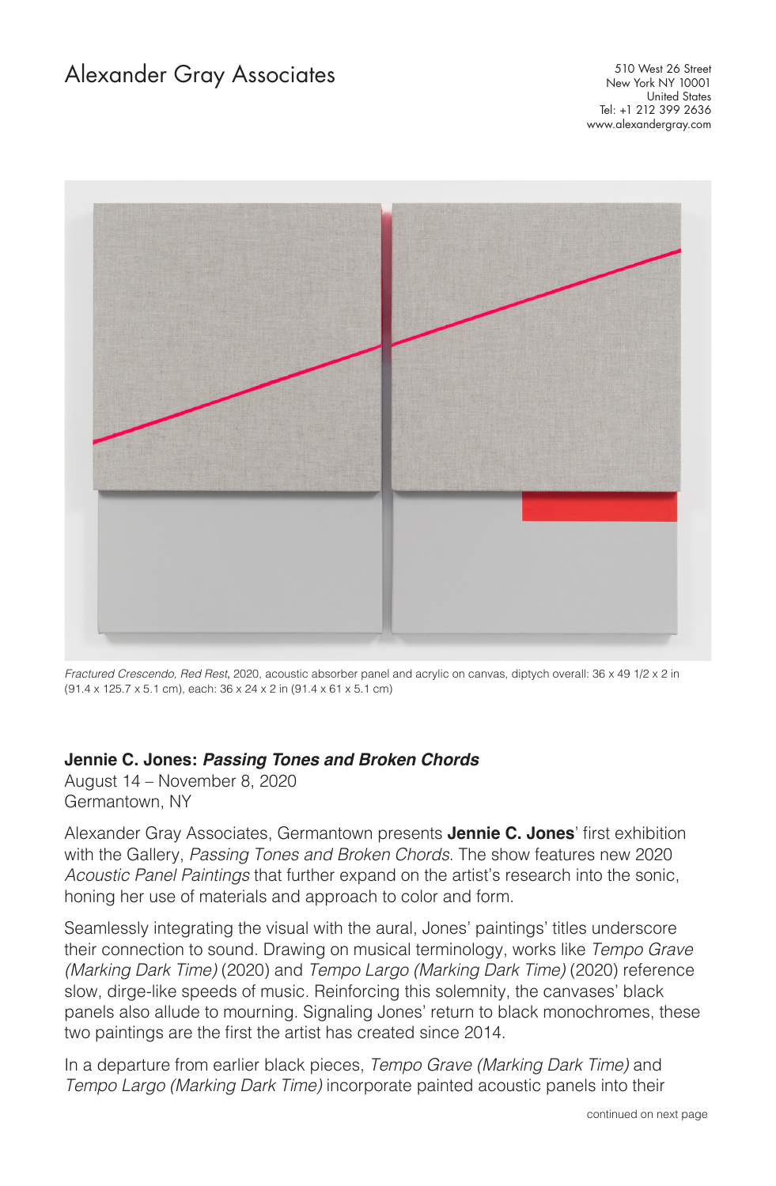# Alexander Gray Associates

510 West 26 Street
New York NY 10001
United States
Tel: +1 212 399 2636
www.alexandergray.com

*Fractured Crescendo, Red Rest*, 2020, acoustic absorber panel and acrylic on canvas, diptych overall: 36 x 49 1/2 x 2 in (91.4 x 125.7 x 5.1 cm), each: 36 x 24 x 2 in (91.4 x 61 x 5.1 cm)

**Jennie C. Jones: *Passing Tones and Broken Chords***
August 14 – November 8, 2020
Germantown, NY

Alexander Gray Associates, Germantown presents **Jennie C. Jones**' first exhibition with the Gallery, *Passing Tones and Broken Chords*. The show features new 2020 *Acoustic Panel Paintings* that further expand on the artist's research into the sonic, honing her use of materials and approach to color and form.

Seamlessly integrating the visual with the aural, Jones' paintings' titles underscore their connection to sound. Drawing on musical terminology, works like *Tempo Grave (Marking Dark Time)* (2020) and *Tempo Largo (Marking Dark Time)* (2020) reference slow, dirge-like speeds of music. Reinforcing this solemnity, the canvases' black panels also allude to mourning. Signaling Jones' return to black monochromes, these two paintings are the first the artist has created since 2014.

In a departure from earlier black pieces, *Tempo Grave (Marking Dark Time)* and *Tempo Largo (Marking Dark Time)* incorporate painted acoustic panels into their

continued on next page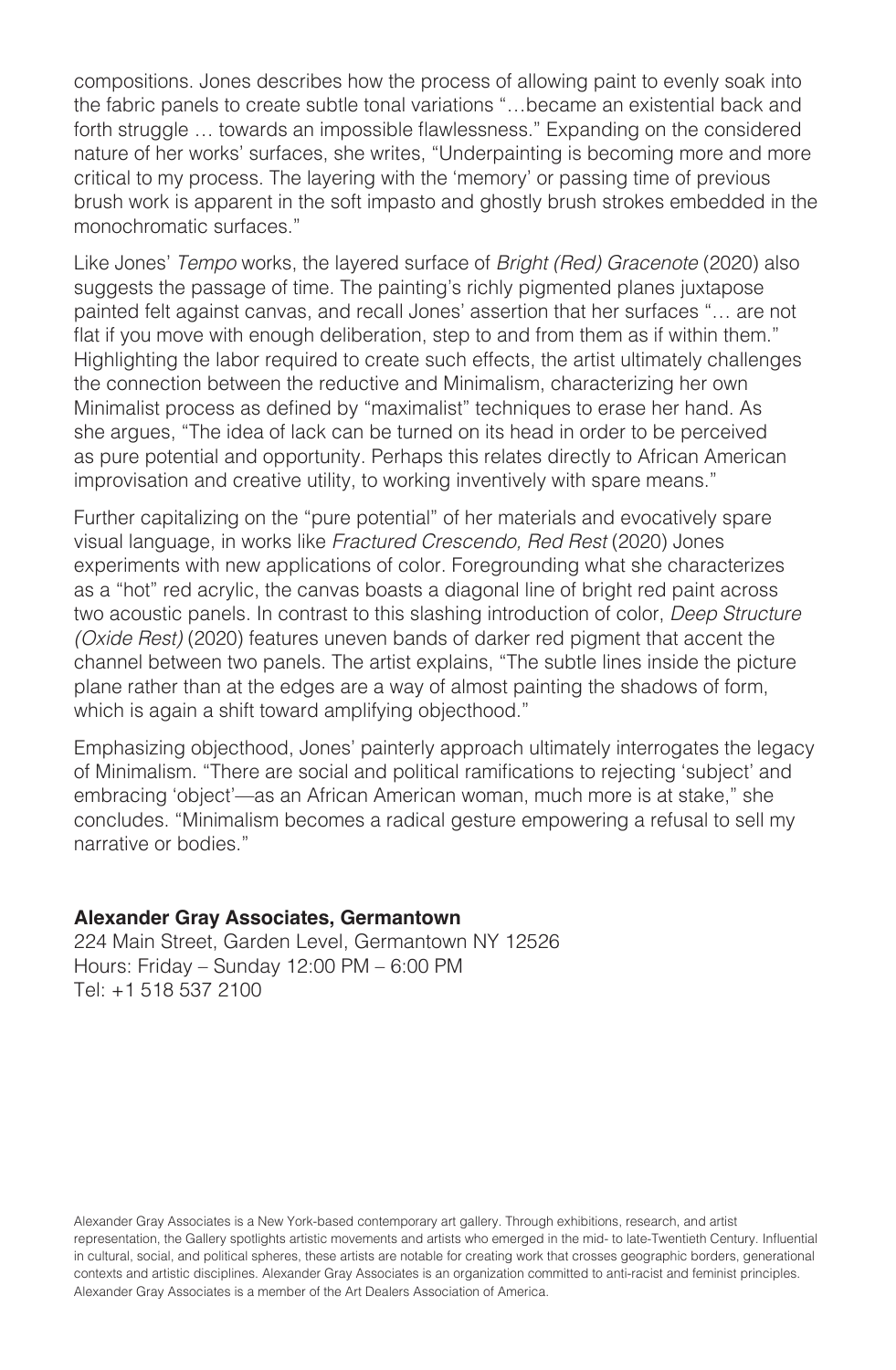compositions. Jones describes how the process of allowing paint to evenly soak into the fabric panels to create subtle tonal variations "…became an existential back and forth struggle … towards an impossible flawlessness." Expanding on the considered nature of her works' surfaces, she writes, "Underpainting is becoming more and more critical to my process. The layering with the 'memory' or passing time of previous brush work is apparent in the soft impasto and ghostly brush strokes embedded in the monochromatic surfaces."

Like Jones' *Tempo* works, the layered surface of *Bright (Red) Gracenote* (2020) also suggests the passage of time. The painting's richly pigmented planes juxtapose painted felt against canvas, and recall Jones' assertion that her surfaces "… are not flat if you move with enough deliberation, step to and from them as if within them." Highlighting the labor required to create such effects, the artist ultimately challenges the connection between the reductive and Minimalism, characterizing her own Minimalist process as defined by "maximalist" techniques to erase her hand. As she argues, "The idea of lack can be turned on its head in order to be perceived as pure potential and opportunity. Perhaps this relates directly to African American improvisation and creative utility, to working inventively with spare means."

Further capitalizing on the "pure potential" of her materials and evocatively spare visual language, in works like *Fractured Crescendo, Red Rest* (2020) Jones experiments with new applications of color. Foregrounding what she characterizes as a "hot" red acrylic, the canvas boasts a diagonal line of bright red paint across two acoustic panels. In contrast to this slashing introduction of color, *Deep Structure (Oxide Rest)* (2020) features uneven bands of darker red pigment that accent the channel between two panels. The artist explains, "The subtle lines inside the picture plane rather than at the edges are a way of almost painting the shadows of form, which is again a shift toward amplifying objecthood."

Emphasizing objecthood, Jones' painterly approach ultimately interrogates the legacy of Minimalism. "There are social and political ramifications to rejecting 'subject' and embracing 'object'—as an African American woman, much more is at stake," she concludes. "Minimalism becomes a radical gesture empowering a refusal to sell my narrative or bodies."

**Alexander Gray Associates, Germantown**
224 Main Street, Garden Level, Germantown NY 12526
Hours: Friday – Sunday 12:00 PM – 6:00 PM
Tel: +1 518 537 2100

Alexander Gray Associates is a New York-based contemporary art gallery. Through exhibitions, research, and artist representation, the Gallery spotlights artistic movements and artists who emerged in the mid- to late-Twentieth Century. Influential in cultural, social, and political spheres, these artists are notable for creating work that crosses geographic borders, generational contexts and artistic disciplines. Alexander Gray Associates is an organization committed to anti-racist and feminist principles. Alexander Gray Associates is a member of the Art Dealers Association of America.